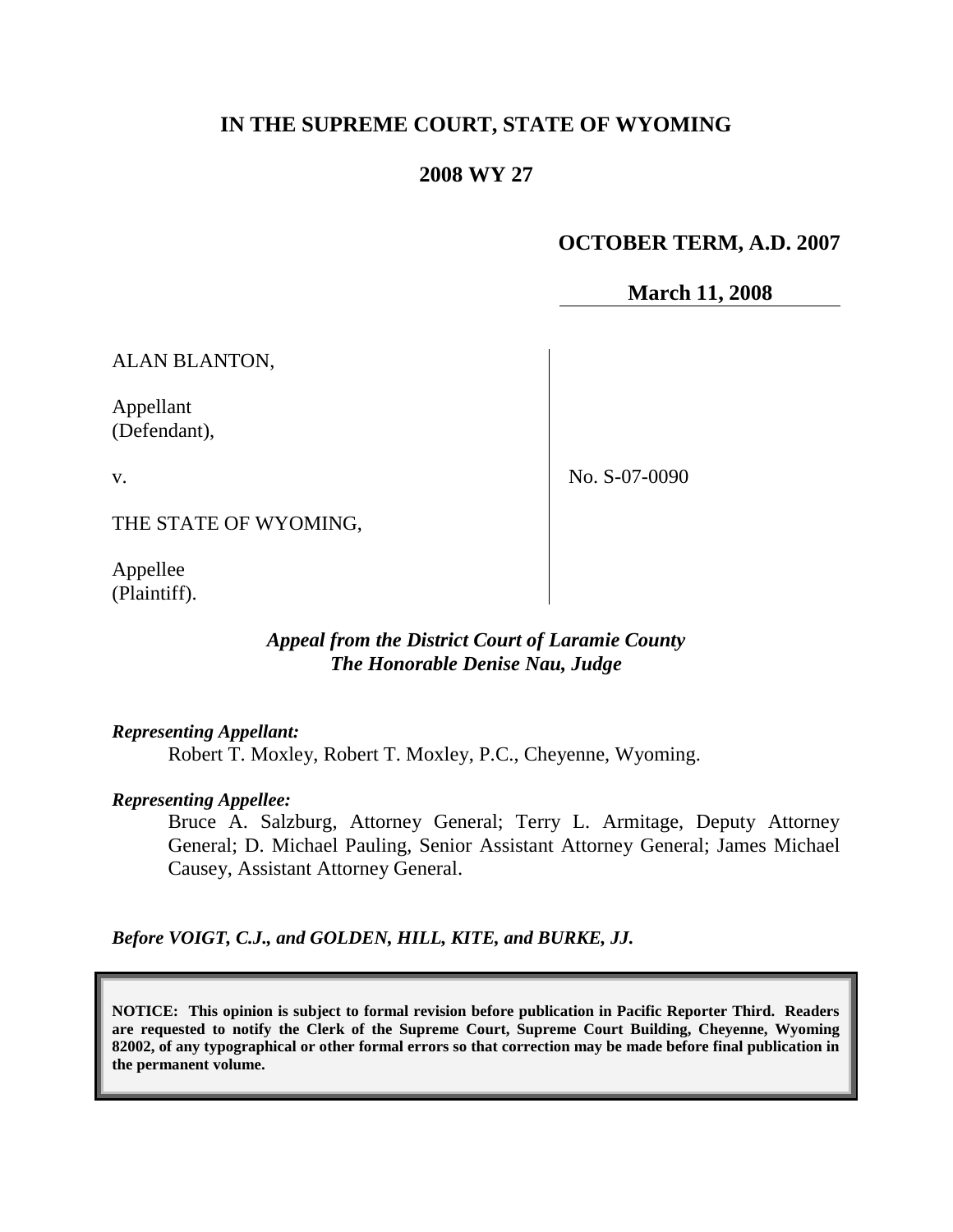# IN THE SUPREME COURT, STATE OF WYOMING

## 2008 WY 27

**OCTOBER TERM, A.D. 2007**

**March 11, 2008**

| | |
|---|---|
| ALAN BLANTON,<br><br>Appellant<br>(Defendant),<br><br>v.<br><br>THE STATE OF WYOMING,<br><br>Appellee<br>(Plaintiff). | No. S-07-0090 |

***Appeal from the District Court of Laramie County***
***The Honorable Denise Nau, Judge***

***Representing Appellant:***

Robert T. Moxley, Robert T. Moxley, P.C., Cheyenne, Wyoming.

***Representing Appellee:***

Bruce A. Salzburg, Attorney General; Terry L. Armitage, Deputy Attorney General; D. Michael Pauling, Senior Assistant Attorney General; James Michael Causey, Assistant Attorney General.

***Before VOIGT, C.J., and GOLDEN, HILL, KITE, and BURKE, JJ.***

**NOTICE: This opinion is subject to formal revision before publication in Pacific Reporter Third. Readers are requested to notify the Clerk of the Supreme Court, Supreme Court Building, Cheyenne, Wyoming 82002, of any typographical or other formal errors so that correction may be made before final publication in the permanent volume.**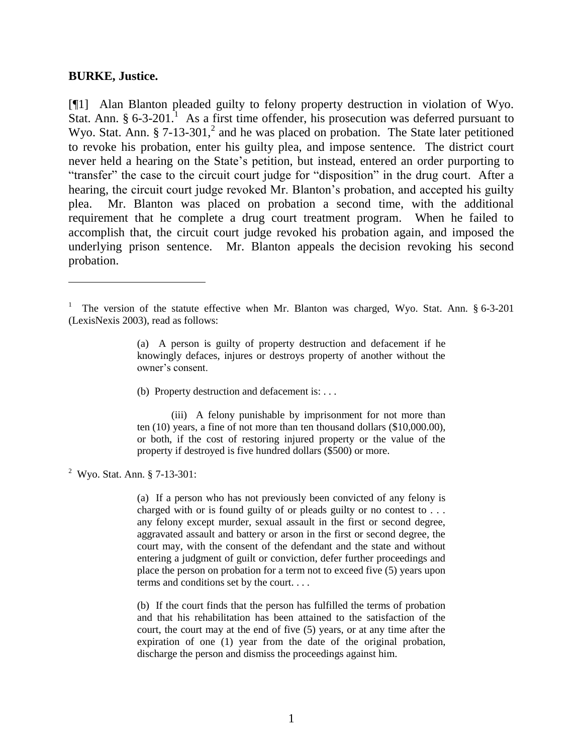**BURKE, Justice.**

[¶1] Alan Blanton pleaded guilty to felony property destruction in violation of Wyo. Stat. Ann. § 6-3-201.[1] As a first time offender, his prosecution was deferred pursuant to Wyo. Stat. Ann. § 7-13-301,[2] and he was placed on probation. The State later petitioned to revoke his probation, enter his guilty plea, and impose sentence. The district court never held a hearing on the State's petition, but instead, entered an order purporting to "transfer" the case to the circuit court judge for "disposition" in the drug court. After a hearing, the circuit court judge revoked Mr. Blanton's probation, and accepted his guilty plea. Mr. Blanton was placed on probation a second time, with the additional requirement that he complete a drug court treatment program. When he failed to accomplish that, the circuit court judge revoked his probation again, and imposed the underlying prison sentence. Mr. Blanton appeals the decision revoking his second probation.

---

[1] The version of the statute effective when Mr. Blanton was charged, Wyo. Stat. Ann. § 6-3-201 (LexisNexis 2003), read as follows:

> (a) A person is guilty of property destruction and defacement if he knowingly defaces, injures or destroys property of another without the owner's consent.
>
> (b) Property destruction and defacement is: . . .
>
> (iii) A felony punishable by imprisonment for not more than ten (10) years, a fine of not more than ten thousand dollars ($10,000.00), or both, if the cost of restoring injured property or the value of the property if destroyed is five hundred dollars ($500) or more.

[2] Wyo. Stat. Ann. § 7-13-301:

> (a) If a person who has not previously been convicted of any felony is charged with or is found guilty of or pleads guilty or no contest to . . . any felony except murder, sexual assault in the first or second degree, aggravated assault and battery or arson in the first or second degree, the court may, with the consent of the defendant and the state and without entering a judgment of guilt or conviction, defer further proceedings and place the person on probation for a term not to exceed five (5) years upon terms and conditions set by the court. . . .
>
> (b) If the court finds that the person has fulfilled the terms of probation and that his rehabilitation has been attained to the satisfaction of the court, the court may at the end of five (5) years, or at any time after the expiration of one (1) year from the date of the original probation, discharge the person and dismiss the proceedings against him.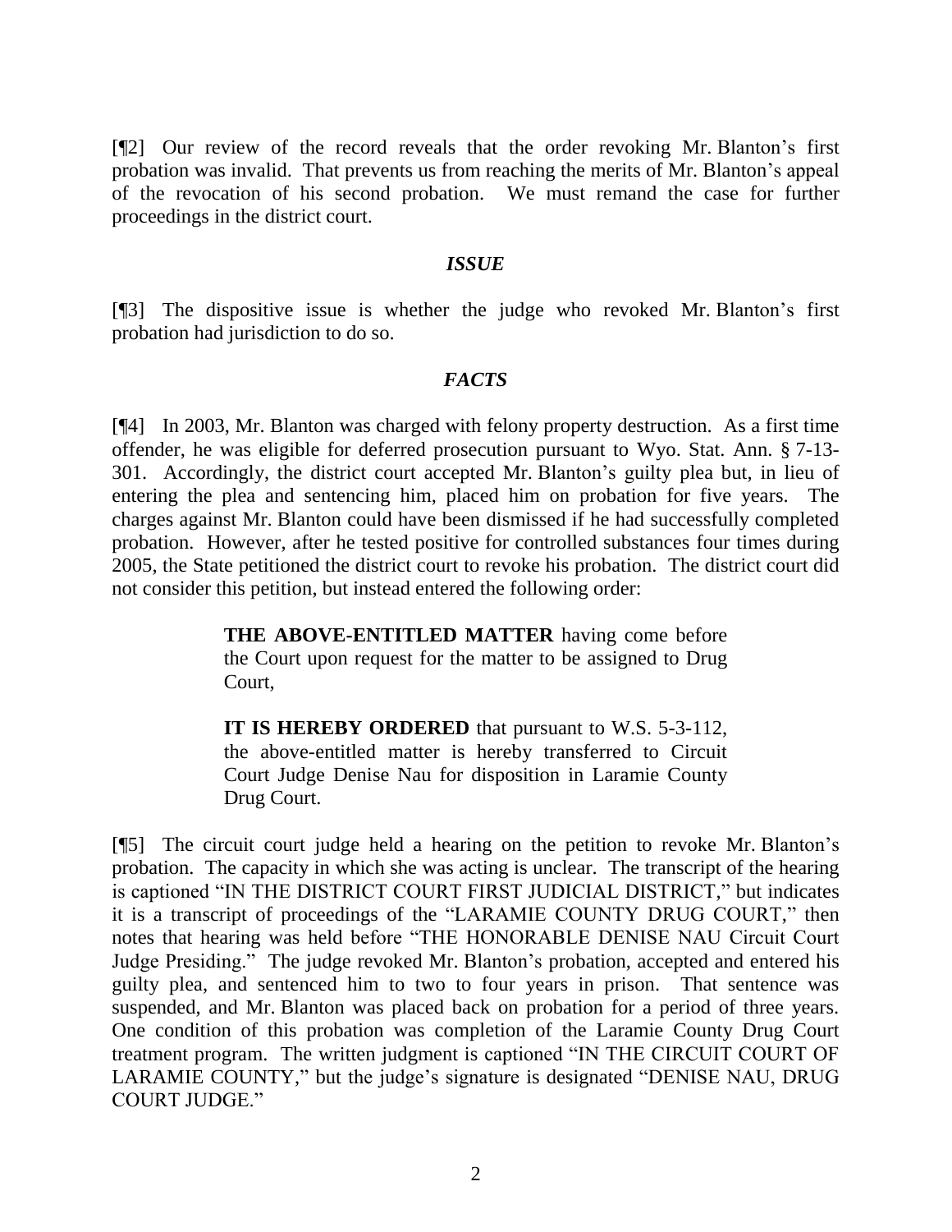[¶2] Our review of the record reveals that the order revoking Mr. Blanton's first probation was invalid. That prevents us from reaching the merits of Mr. Blanton's appeal of the revocation of his second probation. We must remand the case for further proceedings in the district court.

### *ISSUE*

[¶3] The dispositive issue is whether the judge who revoked Mr. Blanton's first probation had jurisdiction to do so.

### *FACTS*

[¶4] In 2003, Mr. Blanton was charged with felony property destruction. As a first time offender, he was eligible for deferred prosecution pursuant to Wyo. Stat. Ann. § 7-13-301. Accordingly, the district court accepted Mr. Blanton's guilty plea but, in lieu of entering the plea and sentencing him, placed him on probation for five years. The charges against Mr. Blanton could have been dismissed if he had successfully completed probation. However, after he tested positive for controlled substances four times during 2005, the State petitioned the district court to revoke his probation. The district court did not consider this petition, but instead entered the following order:

> **THE ABOVE-ENTITLED MATTER** having come before the Court upon request for the matter to be assigned to Drug Court,
>
> **IT IS HEREBY ORDERED** that pursuant to W.S. 5-3-112, the above-entitled matter is hereby transferred to Circuit Court Judge Denise Nau for disposition in Laramie County Drug Court.

[¶5] The circuit court judge held a hearing on the petition to revoke Mr. Blanton's probation. The capacity in which she was acting is unclear. The transcript of the hearing is captioned "IN THE DISTRICT COURT FIRST JUDICIAL DISTRICT," but indicates it is a transcript of proceedings of the "LARAMIE COUNTY DRUG COURT," then notes that hearing was held before "THE HONORABLE DENISE NAU Circuit Court Judge Presiding." The judge revoked Mr. Blanton's probation, accepted and entered his guilty plea, and sentenced him to two to four years in prison. That sentence was suspended, and Mr. Blanton was placed back on probation for a period of three years. One condition of this probation was completion of the Laramie County Drug Court treatment program. The written judgment is captioned "IN THE CIRCUIT COURT OF LARAMIE COUNTY," but the judge's signature is designated "DENISE NAU, DRUG COURT JUDGE."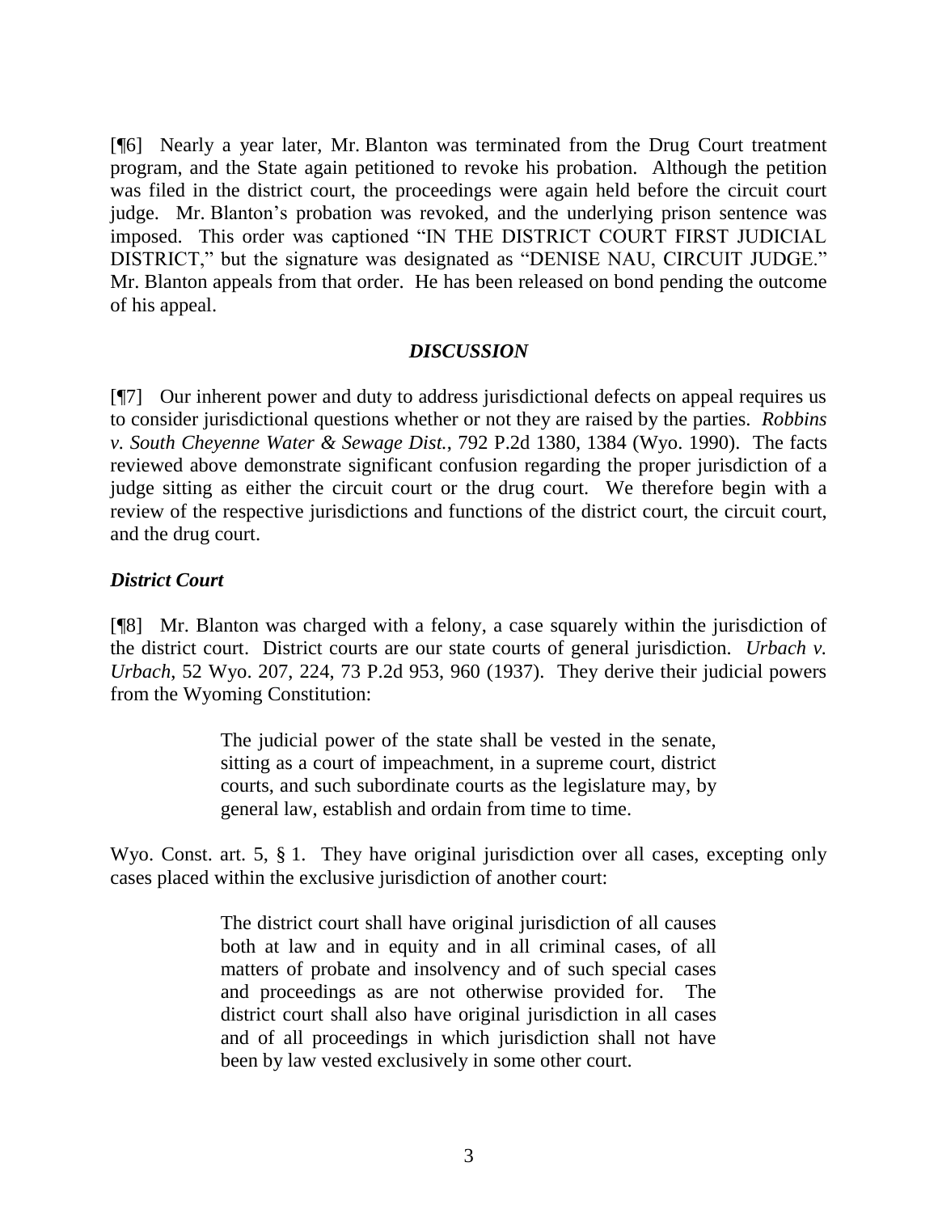[¶6] Nearly a year later, Mr. Blanton was terminated from the Drug Court treatment program, and the State again petitioned to revoke his probation. Although the petition was filed in the district court, the proceedings were again held before the circuit court judge. Mr. Blanton's probation was revoked, and the underlying prison sentence was imposed. This order was captioned "IN THE DISTRICT COURT FIRST JUDICIAL DISTRICT," but the signature was designated as "DENISE NAU, CIRCUIT JUDGE." Mr. Blanton appeals from that order. He has been released on bond pending the outcome of his appeal.

### *DISCUSSION*

[¶7] Our inherent power and duty to address jurisdictional defects on appeal requires us to consider jurisdictional questions whether or not they are raised by the parties. *Robbins v. South Cheyenne Water & Sewage Dist.*, 792 P.2d 1380, 1384 (Wyo. 1990). The facts reviewed above demonstrate significant confusion regarding the proper jurisdiction of a judge sitting as either the circuit court or the drug court. We therefore begin with a review of the respective jurisdictions and functions of the district court, the circuit court, and the drug court.

#### *District Court*

[¶8] Mr. Blanton was charged with a felony, a case squarely within the jurisdiction of the district court. District courts are our state courts of general jurisdiction. *Urbach v. Urbach*, 52 Wyo. 207, 224, 73 P.2d 953, 960 (1937). They derive their judicial powers from the Wyoming Constitution:

> The judicial power of the state shall be vested in the senate, sitting as a court of impeachment, in a supreme court, district courts, and such subordinate courts as the legislature may, by general law, establish and ordain from time to time.

Wyo. Const. art. 5, § 1. They have original jurisdiction over all cases, excepting only cases placed within the exclusive jurisdiction of another court:

> The district court shall have original jurisdiction of all causes both at law and in equity and in all criminal cases, of all matters of probate and insolvency and of such special cases and proceedings as are not otherwise provided for. The district court shall also have original jurisdiction in all cases and of all proceedings in which jurisdiction shall not have been by law vested exclusively in some other court.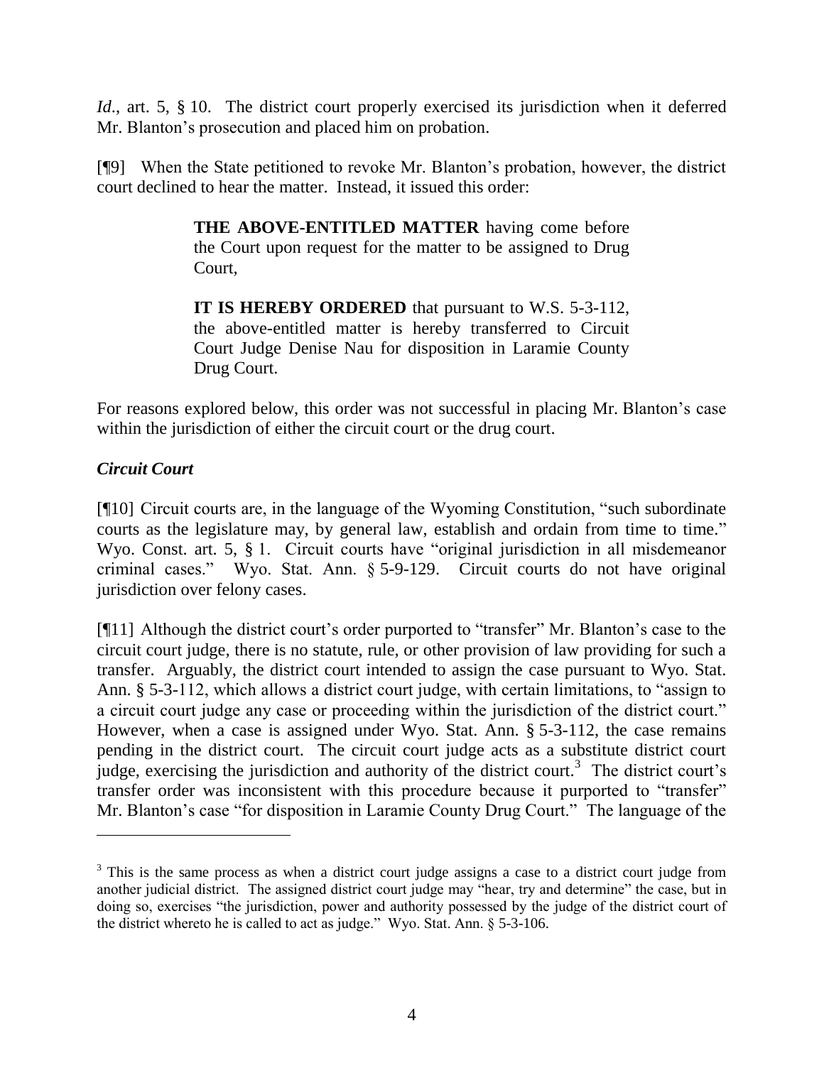*Id*., art. 5, § 10. The district court properly exercised its jurisdiction when it deferred Mr. Blanton's prosecution and placed him on probation.

[¶9] When the State petitioned to revoke Mr. Blanton's probation, however, the district court declined to hear the matter. Instead, it issued this order:

> **THE ABOVE-ENTITLED MATTER** having come before the Court upon request for the matter to be assigned to Drug Court,
>
> **IT IS HEREBY ORDERED** that pursuant to W.S. 5-3-112, the above-entitled matter is hereby transferred to Circuit Court Judge Denise Nau for disposition in Laramie County Drug Court.

For reasons explored below, this order was not successful in placing Mr. Blanton's case within the jurisdiction of either the circuit court or the drug court.

### *Circuit Court*

[¶10] Circuit courts are, in the language of the Wyoming Constitution, "such subordinate courts as the legislature may, by general law, establish and ordain from time to time." Wyo. Const. art. 5, § 1. Circuit courts have "original jurisdiction in all misdemeanor criminal cases." Wyo. Stat. Ann. § 5-9-129. Circuit courts do not have original jurisdiction over felony cases.

[¶11] Although the district court's order purported to "transfer" Mr. Blanton's case to the circuit court judge, there is no statute, rule, or other provision of law providing for such a transfer. Arguably, the district court intended to assign the case pursuant to Wyo. Stat. Ann. § 5-3-112, which allows a district court judge, with certain limitations, to "assign to a circuit court judge any case or proceeding within the jurisdiction of the district court." However, when a case is assigned under Wyo. Stat. Ann. § 5-3-112, the case remains pending in the district court. The circuit court judge acts as a substitute district court judge, exercising the jurisdiction and authority of the district court.[3] The district court's transfer order was inconsistent with this procedure because it purported to "transfer" Mr. Blanton's case "for disposition in Laramie County Drug Court." The language of the

---

[3] This is the same process as when a district court judge assigns a case to a district court judge from another judicial district. The assigned district court judge may "hear, try and determine" the case, but in doing so, exercises "the jurisdiction, power and authority possessed by the judge of the district court of the district whereto he is called to act as judge." Wyo. Stat. Ann. § 5-3-106.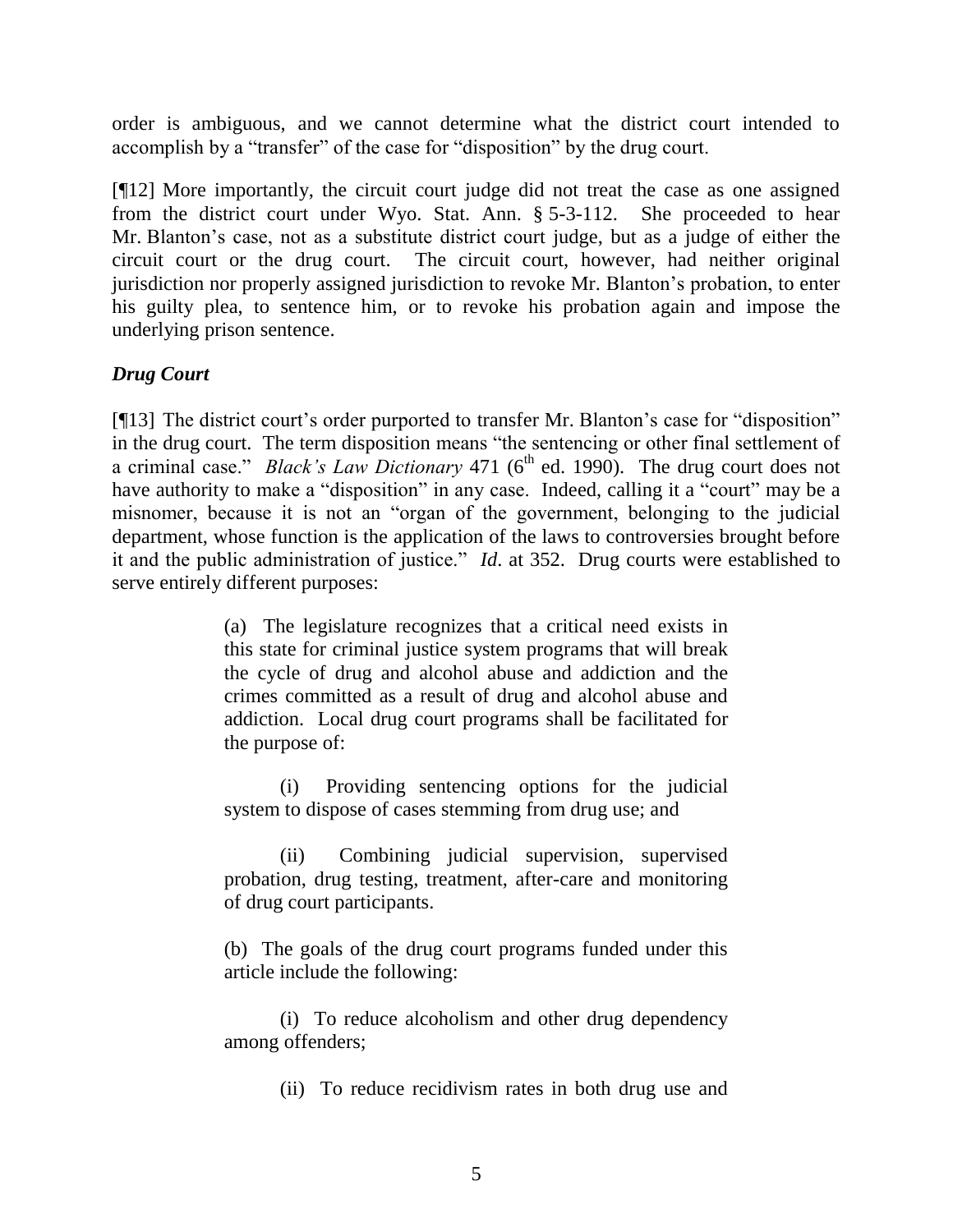order is ambiguous, and we cannot determine what the district court intended to accomplish by a "transfer" of the case for "disposition" by the drug court.

[¶12] More importantly, the circuit court judge did not treat the case as one assigned from the district court under Wyo. Stat. Ann. § 5-3-112. She proceeded to hear Mr. Blanton's case, not as a substitute district court judge, but as a judge of either the circuit court or the drug court. The circuit court, however, had neither original jurisdiction nor properly assigned jurisdiction to revoke Mr. Blanton's probation, to enter his guilty plea, to sentence him, or to revoke his probation again and impose the underlying prison sentence.

### *Drug Court*

[¶13] The district court's order purported to transfer Mr. Blanton's case for "disposition" in the drug court. The term disposition means "the sentencing or other final settlement of a criminal case." *Black's Law Dictionary* 471 (6th ed. 1990). The drug court does not have authority to make a "disposition" in any case. Indeed, calling it a "court" may be a misnomer, because it is not an "organ of the government, belonging to the judicial department, whose function is the application of the laws to controversies brought before it and the public administration of justice." *Id*. at 352. Drug courts were established to serve entirely different purposes:

> (a) The legislature recognizes that a critical need exists in this state for criminal justice system programs that will break the cycle of drug and alcohol abuse and addiction and the crimes committed as a result of drug and alcohol abuse and addiction. Local drug court programs shall be facilitated for the purpose of:
>
> (i) Providing sentencing options for the judicial system to dispose of cases stemming from drug use; and
>
> (ii) Combining judicial supervision, supervised probation, drug testing, treatment, after-care and monitoring of drug court participants.
>
> (b) The goals of the drug court programs funded under this article include the following:
>
> (i) To reduce alcoholism and other drug dependency among offenders;
>
> (ii) To reduce recidivism rates in both drug use and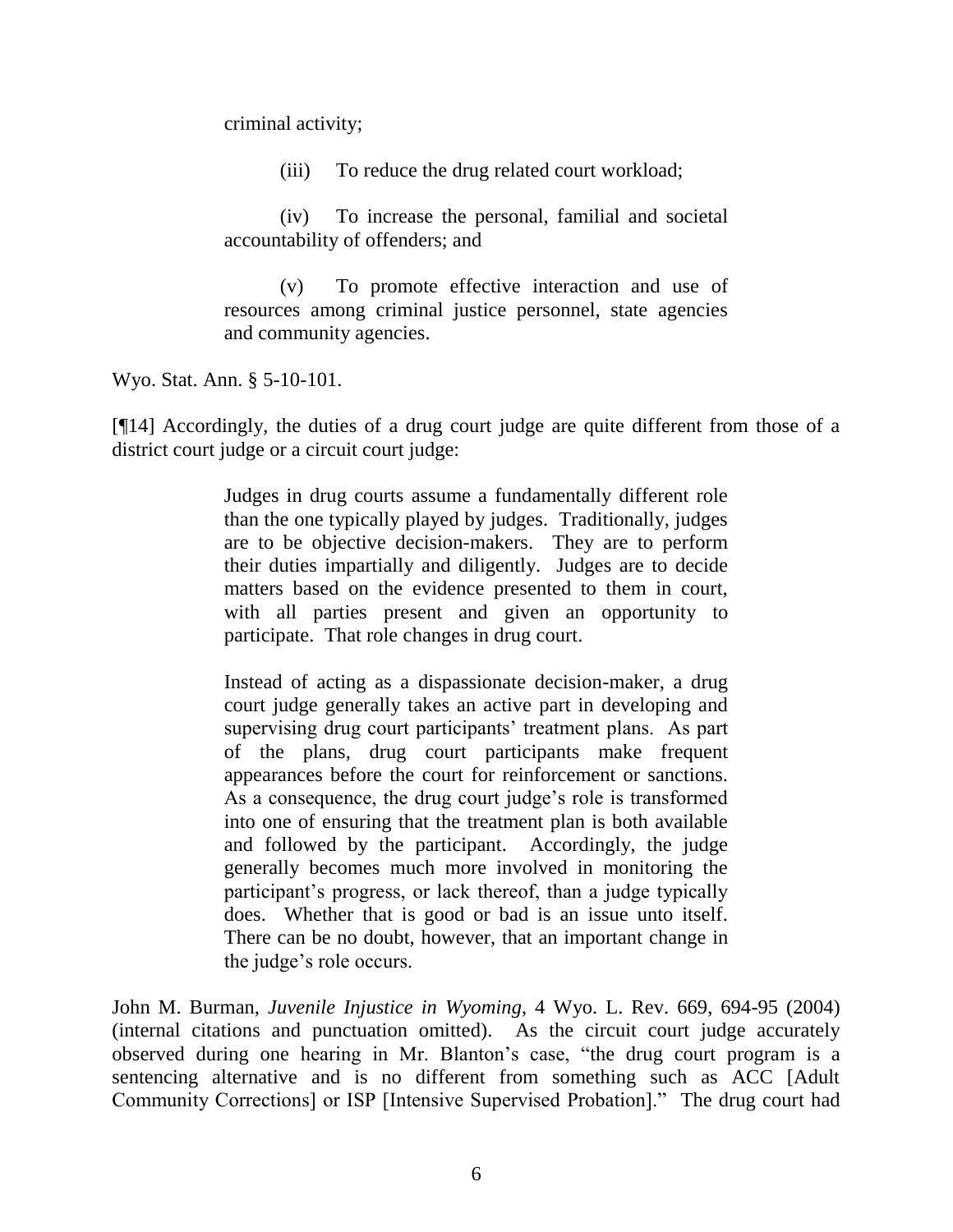criminal activity;

> (iii) To reduce the drug related court workload;
>
> (iv) To increase the personal, familial and societal accountability of offenders; and
>
> (v) To promote effective interaction and use of resources among criminal justice personnel, state agencies and community agencies.

Wyo. Stat. Ann. § 5-10-101.

[¶14] Accordingly, the duties of a drug court judge are quite different from those of a district court judge or a circuit court judge:

> Judges in drug courts assume a fundamentally different role than the one typically played by judges. Traditionally, judges are to be objective decision-makers. They are to perform their duties impartially and diligently. Judges are to decide matters based on the evidence presented to them in court, with all parties present and given an opportunity to participate. That role changes in drug court.
>
> Instead of acting as a dispassionate decision-maker, a drug court judge generally takes an active part in developing and supervising drug court participants' treatment plans. As part of the plans, drug court participants make frequent appearances before the court for reinforcement or sanctions. As a consequence, the drug court judge's role is transformed into one of ensuring that the treatment plan is both available and followed by the participant. Accordingly, the judge generally becomes much more involved in monitoring the participant's progress, or lack thereof, than a judge typically does. Whether that is good or bad is an issue unto itself. There can be no doubt, however, that an important change in the judge's role occurs.

John M. Burman, *Juvenile Injustice in Wyoming*, 4 Wyo. L. Rev. 669, 694-95 (2004) (internal citations and punctuation omitted). As the circuit court judge accurately observed during one hearing in Mr. Blanton's case, "the drug court program is a sentencing alternative and is no different from something such as ACC [Adult Community Corrections] or ISP [Intensive Supervised Probation]." The drug court had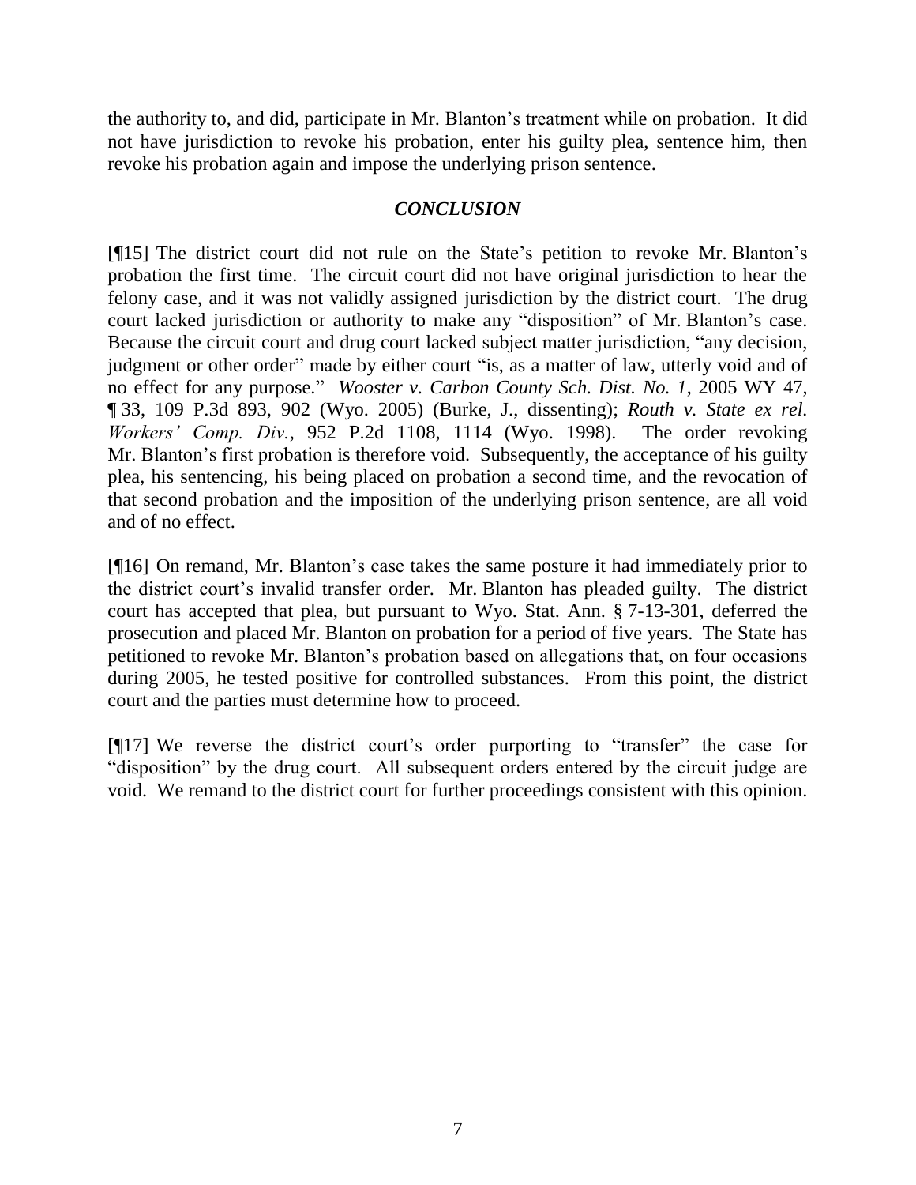the authority to, and did, participate in Mr. Blanton's treatment while on probation. It did not have jurisdiction to revoke his probation, enter his guilty plea, sentence him, then revoke his probation again and impose the underlying prison sentence.

### *CONCLUSION*

[¶15] The district court did not rule on the State's petition to revoke Mr. Blanton's probation the first time. The circuit court did not have original jurisdiction to hear the felony case, and it was not validly assigned jurisdiction by the district court. The drug court lacked jurisdiction or authority to make any "disposition" of Mr. Blanton's case. Because the circuit court and drug court lacked subject matter jurisdiction, "any decision, judgment or other order" made by either court "is, as a matter of law, utterly void and of no effect for any purpose." *Wooster v. Carbon County Sch. Dist. No. 1*, 2005 WY 47, ¶ 33, 109 P.3d 893, 902 (Wyo. 2005) (Burke, J., dissenting); *Routh v. State ex rel. Workers' Comp. Div.*, 952 P.2d 1108, 1114 (Wyo. 1998). The order revoking Mr. Blanton's first probation is therefore void. Subsequently, the acceptance of his guilty plea, his sentencing, his being placed on probation a second time, and the revocation of that second probation and the imposition of the underlying prison sentence, are all void and of no effect.

[¶16] On remand, Mr. Blanton's case takes the same posture it had immediately prior to the district court's invalid transfer order. Mr. Blanton has pleaded guilty. The district court has accepted that plea, but pursuant to Wyo. Stat. Ann. § 7-13-301, deferred the prosecution and placed Mr. Blanton on probation for a period of five years. The State has petitioned to revoke Mr. Blanton's probation based on allegations that, on four occasions during 2005, he tested positive for controlled substances. From this point, the district court and the parties must determine how to proceed.

[¶17] We reverse the district court's order purporting to "transfer" the case for "disposition" by the drug court. All subsequent orders entered by the circuit judge are void. We remand to the district court for further proceedings consistent with this opinion.